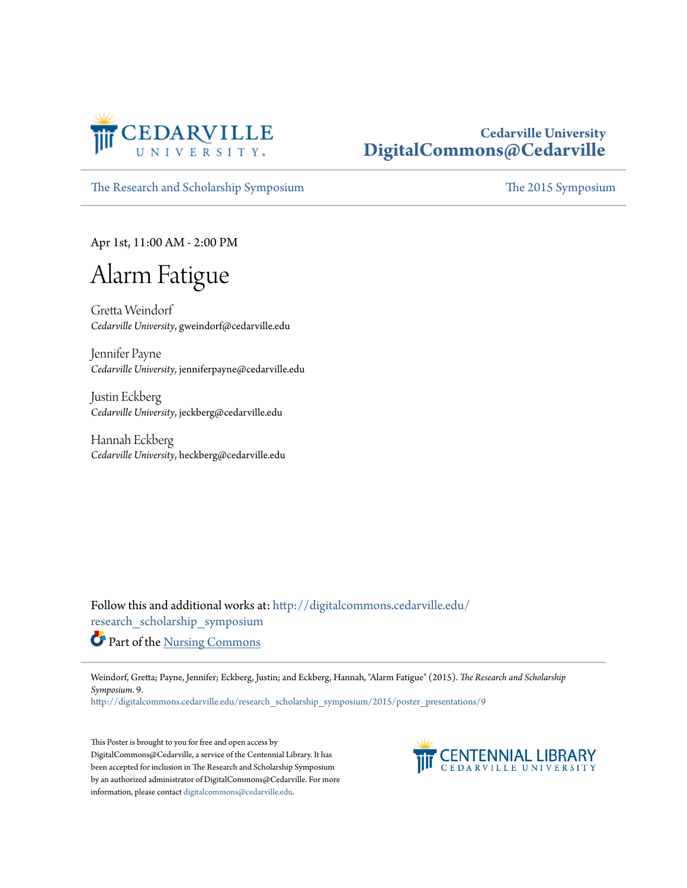Cedarville University
**DigitalCommons@Cedarville**

The Research and Scholarship Symposium | The 2015 Symposium

Apr 1st, 11:00 AM - 2:00 PM

# Alarm Fatigue

Gretta Weindorf
*Cedarville University*, gweindorf@cedarville.edu

Jennifer Payne
*Cedarville University*, jenniferpayne@cedarville.edu

Justin Eckberg
*Cedarville University*, jeckberg@cedarville.edu

Hannah Eckberg
*Cedarville University*, heckberg@cedarville.edu

Follow this and additional works at: http://digitalcommons.cedarville.edu/research_scholarship_symposium

Part of the Nursing Commons

Weindorf, Gretta; Payne, Jennifer; Eckberg, Justin; and Eckberg, Hannah, "Alarm Fatigue" (2015). *The Research and Scholarship Symposium*. 9.
http://digitalcommons.cedarville.edu/research_scholarship_symposium/2015/poster_presentations/9

This Poster is brought to you for free and open access by DigitalCommons@Cedarville, a service of the Centennial Library. It has been accepted for inclusion in The Research and Scholarship Symposium by an authorized administrator of DigitalCommons@Cedarville. For more information, please contact digitalcommons@cedarville.edu.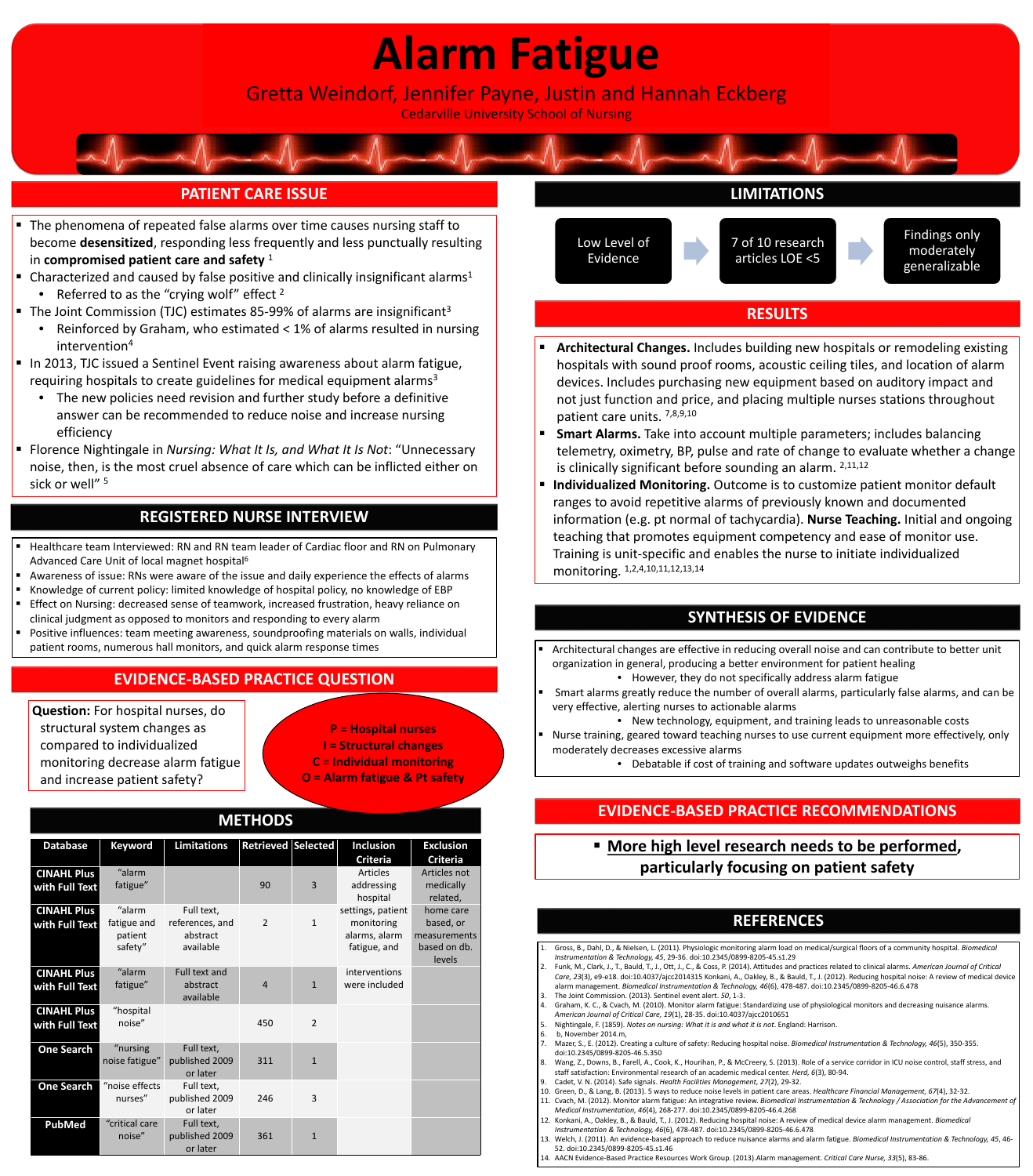# Alarm Fatigue

Gretta Weindorf, Jennifer Payne, Justin and Hannah Eckberg

Cedarville University School of Nursing

## PATIENT CARE ISSUE

- The phenomena of repeated false alarms over time causes nursing staff to become **desensitized**, responding less frequently and less punctually resulting in **compromised patient care and safety** [1]
- Characterized and caused by false positive and clinically insignificant alarms[1]
  - Referred to as the "crying wolf" effect [2]
- The Joint Commission (TJC) estimates 85-99% of alarms are insignificant[3]
  - Reinforced by Graham, who estimated < 1% of alarms resulted in nursing intervention[4]
- In 2013, TJC issued a Sentinel Event raising awareness about alarm fatigue, requiring hospitals to create guidelines for medical equipment alarms[3]
  - The new policies need revision and further study before a definitive answer can be recommended to reduce noise and increase nursing efficiency
- Florence Nightingale in *Nursing: What It Is, and What It Is Not*: "Unnecessary noise, then, is the most cruel absence of care which can be inflicted either on sick or well" [5]

## REGISTERED NURSE INTERVIEW

- Healthcare team Interviewed: RN and RN team leader of Cardiac floor and RN on Pulmonary Advanced Care Unit of local magnet hospital[6]
- Awareness of issue: RNs were aware of the issue and daily experience the effects of alarms
- Knowledge of current policy: limited knowledge of hospital policy, no knowledge of EBP
- Effect on Nursing: decreased sense of teamwork, increased frustration, heavy reliance on clinical judgment as opposed to monitors and responding to every alarm
- Positive influences: team meeting awareness, soundproofing materials on walls, individual patient rooms, numerous hall monitors, and quick alarm response times

## EVIDENCE-BASED PRACTICE QUESTION

**Question:** For hospital nurses, do structural system changes as compared to individualized monitoring decrease alarm fatigue and increase patient safety?

**P = Hospital nurses**
**I = Structural changes**
**C = Individual monitoring**
**O = Alarm fatigue & Pt safety**

## METHODS

| Database | Keyword | Limitations | Retrieved | Selected | Inclusion Criteria | Exclusion Criteria |
|---|---|---|---|---|---|---|
| CINAHL Plus with Full Text | "alarm fatigue" | | 90 | 3 | Articles addressing hospital settings, patient monitoring alarms, alarm fatigue, and interventions were included | Articles not medically related, home care based, or measurements based on db. levels |
| CINAHL Plus with Full Text | "alarm fatigue and patient safety" | Full text, references, and abstract available | 2 | 1 | | |
| CINAHL Plus with Full Text | "alarm fatigue" | Full text and abstract available | 4 | 1 | | |
| CINAHL Plus with Full Text | "hospital noise" | | 450 | 2 | | |
| One Search | "nursing noise fatigue" | Full text, published 2009 or later | 311 | 1 | | |
| One Search | "noise effects nurses" | Full text, published 2009 or later | 246 | 3 | | |
| PubMed | "critical care noise" | Full text, published 2009 or later | 361 | 1 | | |

## LIMITATIONS

Low Level of Evidence → 7 of 10 research articles LOE <5 → Findings only moderately generalizable

## RESULTS

- **Architectural Changes.** Includes building new hospitals or remodeling existing hospitals with sound proof rooms, acoustic ceiling tiles, and location of alarm devices. Includes purchasing new equipment based on auditory impact and not just function and price, and placing multiple nurses stations throughout patient care units. [7,8,9,10]
- **Smart Alarms.** Take into account multiple parameters; includes balancing telemetry, oximetry, BP, pulse and rate of change to evaluate whether a change is clinically significant before sounding an alarm. [2,11,12]
- **Individualized Monitoring.** Outcome is to customize patient monitor default ranges to avoid repetitive alarms of previously known and documented information (e.g. pt normal of tachycardia). **Nurse Teaching.** Initial and ongoing teaching that promotes equipment competency and ease of monitor use. Training is unit-specific and enables the nurse to initiate individualized monitoring. [1,2,4,10,11,12,13,14]

## SYNTHESIS OF EVIDENCE

- Architectural changes are effective in reducing overall noise and can contribute to better unit organization in general, producing a better environment for patient healing
  - However, they do not specifically address alarm fatigue
- Smart alarms greatly reduce the number of overall alarms, particularly false alarms, and can be very effective, alerting nurses to actionable alarms
  - New technology, equipment, and training leads to unreasonable costs
- Nurse training, geared toward teaching nurses to use current equipment more effectively, only moderately decreases excessive alarms
  - Debatable if cost of training and software updates outweighs benefits

## EVIDENCE-BASED PRACTICE RECOMMENDATIONS

- **More high level research needs to be performed, particularly focusing on patient safety**

## REFERENCES

1. Gross, B., Dahl, D., & Nielsen, L. (2011). Physiologic monitoring alarm load on medical/surgical floors of a community hospital. *Biomedical Instrumentation & Technology, 45*, 29-36. doi:10.2345/0899-8205-45.s1.29
2. Funk, M., Clark, J., T., Bauld, T., J., Ott, J., C., & Coss, P. (2014). Attitudes and practices related to clinical alarms. *American Journal of Critical Care, 23*(3), e9-e18. doi:10.4037/ajcc2014315 Konkani, A., Oakley, B., & Bauld, T., J. (2012). Reducing hospital noise: A review of medical device alarm management. *Biomedical Instrumentation & Technology, 46*(6), 478-487. doi:10.2345/0899-8205-46.6.478
3. The Joint Commission. (2013). Sentinel event alert. *50*, 1-3.
4. Graham, K. C., & Cvach, M. (2010). Monitor alarm fatigue: Standardizing use of physiological monitors and decreasing nuisance alarms. *American Journal of Critical Care, 19*(1), 28-35. doi:10.4037/ajcc2010651
5. Nightingale, F. (1859). *Notes on nursing: What it is and what it is not*. England: Harrison.
6. b, November 2014.m,
7. Mazer, S., E. (2012). Creating a culture of safety: Reducing hospital noise. *Biomedical Instrumentation & Technology, 46*(5), 350-355. doi:10.2345/0899-8205-46.5.350
8. Wang, Z., Downs, B., Farell, A., Cook, K., Hourihan, P., & McCreery, S. (2013). Role of a service corridor in ICU noise control, staff stress, and staff satisfaction: Environmental research of an academic medical center. *Herd, 6*(3), 80-94.
9. Cadet, V. N. (2014). Safe signals. *Health Facilities Management, 27*(2), 29-32.
10. Green, D., & Lang, B. (2013). 5 ways to reduce noise levels in patient care areas. *Healthcare Financial Management, 67*(4), 32-32.
11. Cvach, M. (2012). Monitor alarm fatigue: An integrative review. *Biomedical Instrumentation & Technology / Association for the Advancement of Medical Instrumentation, 46*(4), 268-277. doi:10.2345/0899-8205-46.4.268
12. Konkani, A., Oakley, B., & Bauld, T., J. (2012). Reducing hospital noise: A review of medical device alarm management. *Biomedical Instrumentation & Technology, 46*(6), 478-487. doi:10.2345/0899-8205-46.6.478
13. Welch, J. (2011). An evidence-based approach to reduce nuisance alarms and alarm fatigue. *Biomedical Instrumentation & Technology, 45*, 46-52. doi:10.2345/0899-8205-45.s1.46
14. AACN Evidence-Based Practice Resources Work Group. (2013).Alarm management. *Critical Care Nurse, 33*(5), 83-86.